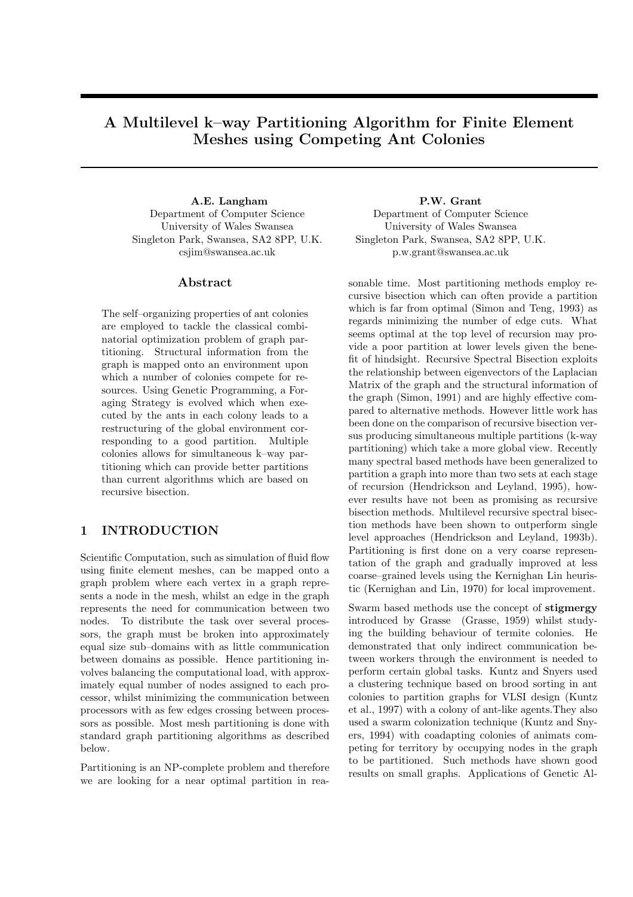# A Multilevel k–way Partitioning Algorithm for Finite Element Meshes using Competing Ant Colonies

**A.E. Langham**
Department of Computer Science
University of Wales Swansea
Singleton Park, Swansea, SA2 8PP, U.K.
csjim@swansea.ac.uk

**P.W. Grant**
Department of Computer Science
University of Wales Swansea
Singleton Park, Swansea, SA2 8PP, U.K.
p.w.grant@swansea.ac.uk

## Abstract

The self–organizing properties of ant colonies are employed to tackle the classical combinatorial optimization problem of graph partitioning. Structural information from the graph is mapped onto an environment upon which a number of colonies compete for resources. Using Genetic Programming, a Foraging Strategy is evolved which when executed by the ants in each colony leads to a restructuring of the global environment corresponding to a good partition. Multiple colonies allows for simultaneous k–way partitioning which can provide better partitions than current algorithms which are based on recursive bisection.

## 1 INTRODUCTION

Scientific Computation, such as simulation of fluid flow using finite element meshes, can be mapped onto a graph problem where each vertex in a graph represents a node in the mesh, whilst an edge in the graph represents the need for communication between two nodes. To distribute the task over several processors, the graph must be broken into approximately equal size sub–domains with as little communication between domains as possible. Hence partitioning involves balancing the computational load, with approximately equal number of nodes assigned to each processor, whilst minimizing the communication between processors with as few edges crossing between processors as possible. Most mesh partitioning is done with standard graph partitioning algorithms as described below.

Partitioning is an NP-complete problem and therefore we are looking for a near optimal partition in reasonable time. Most partitioning methods employ recursive bisection which can often provide a partition which is far from optimal (Simon and Teng, 1993) as regards minimizing the number of edge cuts. What seems optimal at the top level of recursion may provide a poor partition at lower levels given the benefit of hindsight. Recursive Spectral Bisection exploits the relationship between eigenvectors of the Laplacian Matrix of the graph and the structural information of the graph (Simon, 1991) and are highly effective compared to alternative methods. However little work has been done on the comparison of recursive bisection versus producing simultaneous multiple partitions (k-way partitioning) which take a more global view. Recently many spectral based methods have been generalized to partition a graph into more than two sets at each stage of recursion (Hendrickson and Leyland, 1995), however results have not been as promising as recursive bisection methods. Multilevel recursive spectral bisection methods have been shown to outperform single level approaches (Hendrickson and Leyland, 1993b). Partitioning is first done on a very coarse representation of the graph and gradually improved at less coarse–grained levels using the Kernighan Lin heuristic (Kernighan and Lin, 1970) for local improvement.

Swarm based methods use the concept of **stigmergy** introduced by Grasse (Grasse, 1959) whilst studying the building behaviour of termite colonies. He demonstrated that only indirect communication between workers through the environment is needed to perform certain global tasks. Kuntz and Snyers used a clustering technique based on brood sorting in ant colonies to partition graphs for VLSI design (Kuntz et al., 1997) with a colony of ant-like agents.They also used a swarm colonization technique (Kuntz and Snyers, 1994) with coadapting colonies of animats competing for territory by occupying nodes in the graph to be partitioned. Such methods have shown good results on small graphs. Applications of Genetic Al-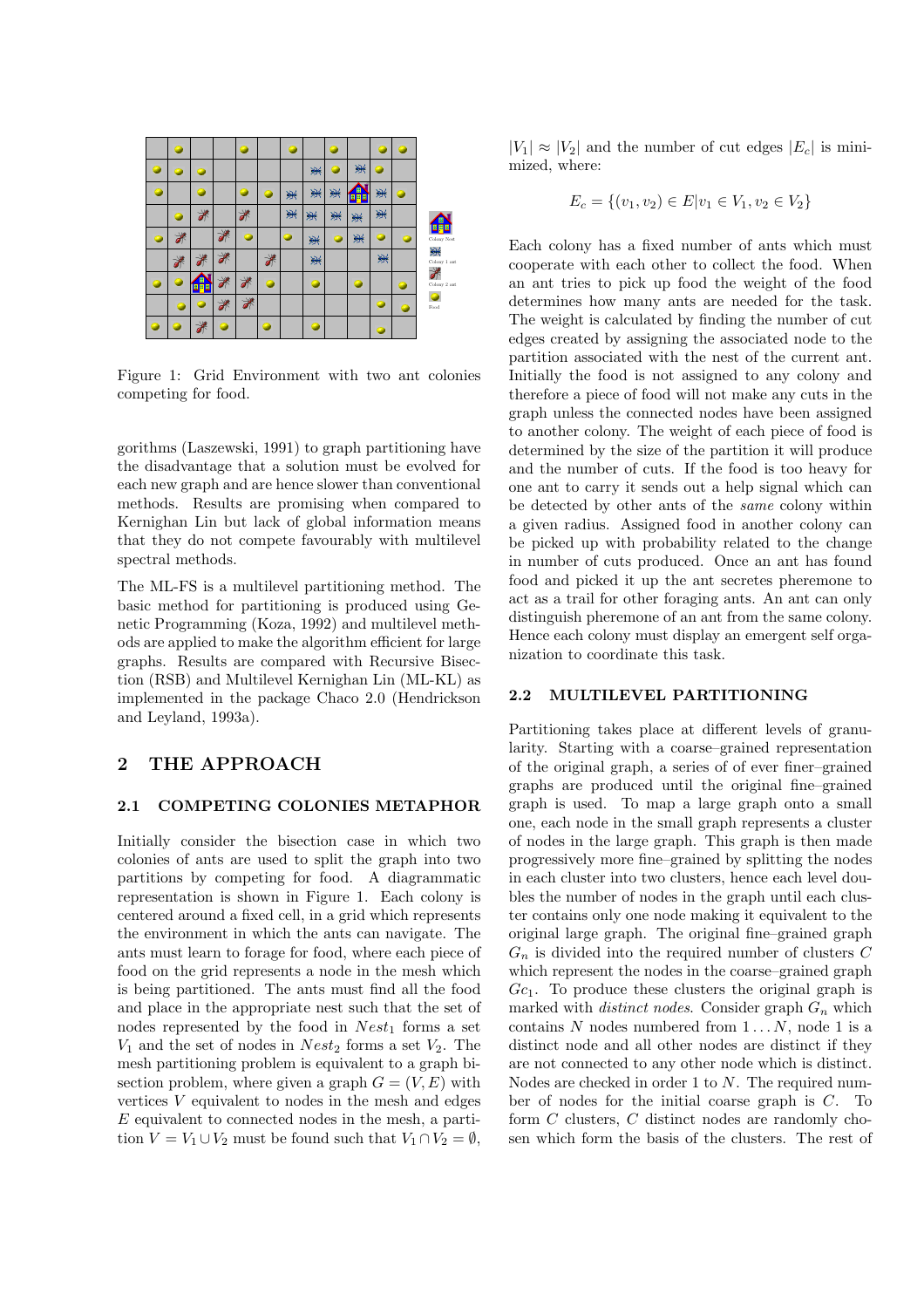Figure 1: Grid Environment with two ant colonies competing for food.

gorithms (Laszewski, 1991) to graph partitioning have the disadvantage that a solution must be evolved for each new graph and are hence slower than conventional methods. Results are promising when compared to Kernighan Lin but lack of global information means that they do not compete favourably with multilevel spectral methods.

The ML-FS is a multilevel partitioning method. The basic method for partitioning is produced using Genetic Programming (Koza, 1992) and multilevel methods are applied to make the algorithm efficient for large graphs. Results are compared with Recursive Bisection (RSB) and Multilevel Kernighan Lin (ML-KL) as implemented in the package Chaco 2.0 (Hendrickson and Leyland, 1993a).

## 2 THE APPROACH

### 2.1 COMPETING COLONIES METAPHOR

Initially consider the bisection case in which two colonies of ants are used to split the graph into two partitions by competing for food. A diagrammatic representation is shown in Figure 1. Each colony is centered around a fixed cell, in a grid which represents the environment in which the ants can navigate. The ants must learn to forage for food, where each piece of food on the grid represents a node in the mesh which is being partitioned. The ants must find all the food and place in the appropriate nest such that the set of nodes represented by the food in $Nest_1$ forms a set $V_1$ and the set of nodes in $Nest_2$ forms a set $V_2$. The mesh partitioning problem is equivalent to a graph bisection problem, where given a graph $G = (V, E)$ with vertices $V$ equivalent to nodes in the mesh and edges $E$ equivalent to connected nodes in the mesh, a partition $V = V_1 \cup V_2$ must be found such that $V_1 \cap V_2 = \emptyset$, $|V_1| \approx |V_2|$ and the number of cut edges $|E_c|$ is minimized, where:

$$E_c = \{(v_1, v_2) \in E | v_1 \in V_1, v_2 \in V_2\}$$

Each colony has a fixed number of ants which must cooperate with each other to collect the food. When an ant tries to pick up food the weight of the food determines how many ants are needed for the task. The weight is calculated by finding the number of cut edges created by assigning the associated node to the partition associated with the nest of the current ant. Initially the food is not assigned to any colony and therefore a piece of food will not make any cuts in the graph unless the connected nodes have been assigned to another colony. The weight of each piece of food is determined by the size of the partition it will produce and the number of cuts. If the food is too heavy for one ant to carry it sends out a help signal which can be detected by other ants of the *same* colony within a given radius. Assigned food in another colony can be picked up with probability related to the change in number of cuts produced. Once an ant has found food and picked it up the ant secretes pheremone to act as a trail for other foraging ants. An ant can only distinguish pheremone of an ant from the same colony. Hence each colony must display an emergent self organization to coordinate this task.

### 2.2 MULTILEVEL PARTITIONING

Partitioning takes place at different levels of granularity. Starting with a coarse–grained representation of the original graph, a series of of ever finer–grained graphs are produced until the original fine–grained graph is used. To map a large graph onto a small one, each node in the small graph represents a cluster of nodes in the large graph. This graph is then made progressively more fine–grained by splitting the nodes in each cluster into two clusters, hence each level doubles the number of nodes in the graph until each cluster contains only one node making it equivalent to the original large graph. The original fine–grained graph $G_n$ is divided into the required number of clusters $C$ which represent the nodes in the coarse–grained graph $Gc_1$. To produce these clusters the original graph is marked with *distinct nodes*. Consider graph $G_n$ which contains $N$ nodes numbered from $1 \ldots N$, node 1 is a distinct node and all other nodes are distinct if they are not connected to any other node which is distinct. Nodes are checked in order 1 to $N$. The required number of nodes for the initial coarse graph is $C$. To form $C$ clusters, $C$ distinct nodes are randomly chosen which form the basis of the clusters. The rest of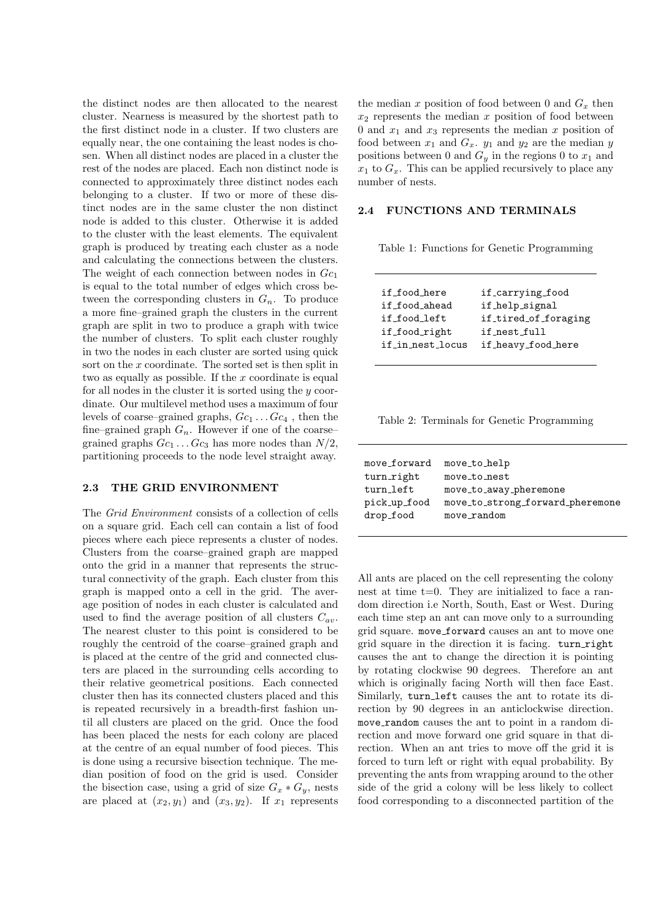the distinct nodes are then allocated to the nearest cluster. Nearness is measured by the shortest path to the first distinct node in a cluster. If two clusters are equally near, the one containing the least nodes is chosen. When all distinct nodes are placed in a cluster the rest of the nodes are placed. Each non distinct node is connected to approximately three distinct nodes each belonging to a cluster. If two or more of these distinct nodes are in the same cluster the non distinct node is added to this cluster. Otherwise it is added to the cluster with the least elements. The equivalent graph is produced by treating each cluster as a node and calculating the connections between the clusters. The weight of each connection between nodes in $Gc_1$ is equal to the total number of edges which cross between the corresponding clusters in $G_n$. To produce a more fine–grained graph the clusters in the current graph are split in two to produce a graph with twice the number of clusters. To split each cluster roughly in two the nodes in each cluster are sorted using quick sort on the $x$ coordinate. The sorted set is then split in two as equally as possible. If the $x$ coordinate is equal for all nodes in the cluster it is sorted using the $y$ coordinate. Our multilevel method uses a maximum of four levels of coarse–grained graphs, $Gc_1 \ldots Gc_4$ , then the fine–grained graph $G_n$. However if one of the coarse–grained graphs $Gc_1 \ldots Gc_3$ has more nodes than $N/2$, partitioning proceeds to the node level straight away.

### 2.3 THE GRID ENVIRONMENT

The *Grid Environment* consists of a collection of cells on a square grid. Each cell can contain a list of food pieces where each piece represents a cluster of nodes. Clusters from the coarse–grained graph are mapped onto the grid in a manner that represents the structural connectivity of the graph. Each cluster from this graph is mapped onto a cell in the grid. The average position of nodes in each cluster is calculated and used to find the average position of all clusters $C_{av}$. The nearest cluster to this point is considered to be roughly the centroid of the coarse–grained graph and is placed at the centre of the grid and connected clusters are placed in the surrounding cells according to their relative geometrical positions. Each connected cluster then has its connected clusters placed and this is repeated recursively in a breadth-first fashion until all clusters are placed on the grid. Once the food has been placed the nests for each colony are placed at the centre of an equal number of food pieces. This is done using a recursive bisection technique. The median position of food on the grid is used. Consider the bisection case, using a grid of size $G_x * G_y$, nests are placed at $(x_2, y_1)$ and $(x_3, y_2)$. If $x_1$ represents the median $x$ position of food between 0 and $G_x$ then $x_2$ represents the median $x$ position of food between 0 and $x_1$ and $x_3$ represents the median $x$ position of food between $x_1$ and $G_x$. $y_1$ and $y_2$ are the median $y$ positions between 0 and $G_y$ in the regions 0 to $x_1$ and $x_1$ to $G_x$. This can be applied recursively to place any number of nests.

### 2.4 FUNCTIONS AND TERMINALS

Table 1: Functions for Genetic Programming

| | |
|---|---|
| if_food_here | if_carrying_food |
| if_food_ahead | if_help_signal |
| if_food_left | if_tired_of_foraging |
| if_food_right | if_nest_full |
| if_in_nest_locus | if_heavy_food_here |

Table 2: Terminals for Genetic Programming

| | |
|---|---|
| move_forward | move_to_help |
| turn_right | move_to_nest |
| turn_left | move_to_away_pheremone |
| pick_up_food | move_to_strong_forward_pheremone |
| drop_food | move_random |

All ants are placed on the cell representing the colony nest at time t=0. They are initialized to face a random direction i.e North, South, East or West. During each time step an ant can move only to a surrounding grid square. `move_forward` causes an ant to move one grid square in the direction it is facing. `turn_right` causes the ant to change the direction it is pointing by rotating clockwise 90 degrees. Therefore an ant which is originally facing North will then face East. Similarly, `turn_left` causes the ant to rotate its direction by 90 degrees in an anticlockwise direction. `move_random` causes the ant to point in a random direction and move forward one grid square in that direction. When an ant tries to move off the grid it is forced to turn left or right with equal probability. By preventing the ants from wrapping around to the other side of the grid a colony will be less likely to collect food corresponding to a disconnected partition of the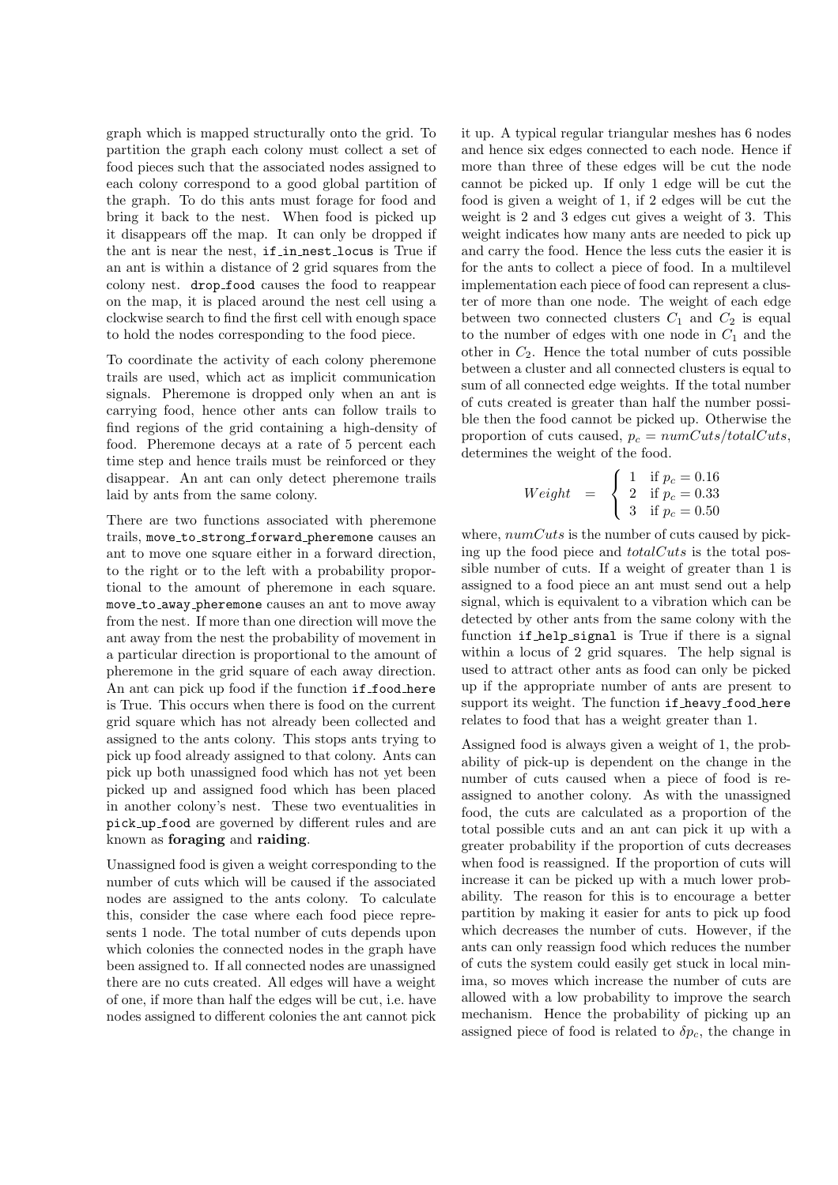graph which is mapped structurally onto the grid. To partition the graph each colony must collect a set of food pieces such that the associated nodes assigned to each colony correspond to a good global partition of the graph. To do this ants must forage for food and bring it back to the nest. When food is picked up it disappears off the map. It can only be dropped if the ant is near the nest, `if_in_nest_locus` is True if an ant is within a distance of 2 grid squares from the colony nest. `drop_food` causes the food to reappear on the map, it is placed around the nest cell using a clockwise search to find the first cell with enough space to hold the nodes corresponding to the food piece.

To coordinate the activity of each colony pheremone trails are used, which act as implicit communication signals. Pheremone is dropped only when an ant is carrying food, hence other ants can follow trails to find regions of the grid containing a high-density of food. Pheremone decays at a rate of 5 percent each time step and hence trails must be reinforced or they disappear. An ant can only detect pheremone trails laid by ants from the same colony.

There are two functions associated with pheremone trails, `move_to_strong_forward_pheremone` causes an ant to move one square either in a forward direction, to the right or to the left with a probability proportional to the amount of pheremone in each square. `move_to_away_pheremone` causes an ant to move away from the nest. If more than one direction will move the ant away from the nest the probability of movement in a particular direction is proportional to the amount of pheremone in the grid square of each away direction. An ant can pick up food if the function `if_food_here` is True. This occurs when there is food on the current grid square which has not already been collected and assigned to the ants colony. This stops ants trying to pick up food already assigned to that colony. Ants can pick up both unassigned food which has not yet been picked up and assigned food which has been placed in another colony's nest. These two eventualities in `pick_up_food` are governed by different rules and are known as **foraging** and **raiding**.

Unassigned food is given a weight corresponding to the number of cuts which will be caused if the associated nodes are assigned to the ants colony. To calculate this, consider the case where each food piece represents 1 node. The total number of cuts depends upon which colonies the connected nodes in the graph have been assigned to. If all connected nodes are unassigned there are no cuts created. All edges will have a weight of one, if more than half the edges will be cut, i.e. have nodes assigned to different colonies the ant cannot pick it up. A typical regular triangular meshes has 6 nodes and hence six edges connected to each node. Hence if more than three of these edges will be cut the node cannot be picked up. If only 1 edge will be cut the food is given a weight of 1, if 2 edges will be cut the weight is 2 and 3 edges cut gives a weight of 3. This weight indicates how many ants are needed to pick up and carry the food. Hence the less cuts the easier it is for the ants to collect a piece of food. In a multilevel implementation each piece of food can represent a cluster of more than one node. The weight of each edge between two connected clusters $C_1$ and $C_2$ is equal to the number of edges with one node in $C_1$ and the other in $C_2$. Hence the total number of cuts possible between a cluster and all connected clusters is equal to sum of all connected edge weights. If the total number of cuts created is greater than half the number possible then the food cannot be picked up. Otherwise the proportion of cuts caused, $p_c = numCuts/totalCuts$, determines the weight of the food.

$$Weight \;=\; \begin{cases} 1 & \text{if } p_c = 0.16 \\ 2 & \text{if } p_c = 0.33 \\ 3 & \text{if } p_c = 0.50 \end{cases}$$

where, $numCuts$ is the number of cuts caused by picking up the food piece and $totalCuts$ is the total possible number of cuts. If a weight of greater than 1 is assigned to a food piece an ant must send out a help signal, which is equivalent to a vibration which can be detected by other ants from the same colony with the function `if_help_signal` is True if there is a signal within a locus of 2 grid squares. The help signal is used to attract other ants as food can only be picked up if the appropriate number of ants are present to support its weight. The function `if_heavy_food_here` relates to food that has a weight greater than 1.

Assigned food is always given a weight of 1, the probability of pick-up is dependent on the change in the number of cuts caused when a piece of food is reassigned to another colony. As with the unassigned food, the cuts are calculated as a proportion of the total possible cuts and an ant can pick it up with a greater probability if the proportion of cuts decreases when food is reassigned. If the proportion of cuts will increase it can be picked up with a much lower probability. The reason for this is to encourage a better partition by making it easier for ants to pick up food which decreases the number of cuts. However, if the ants can only reassign food which reduces the number of cuts the system could easily get stuck in local minima, so moves which increase the number of cuts are allowed with a low probability to improve the search mechanism. Hence the probability of picking up an assigned piece of food is related to $\delta p_c$, the change in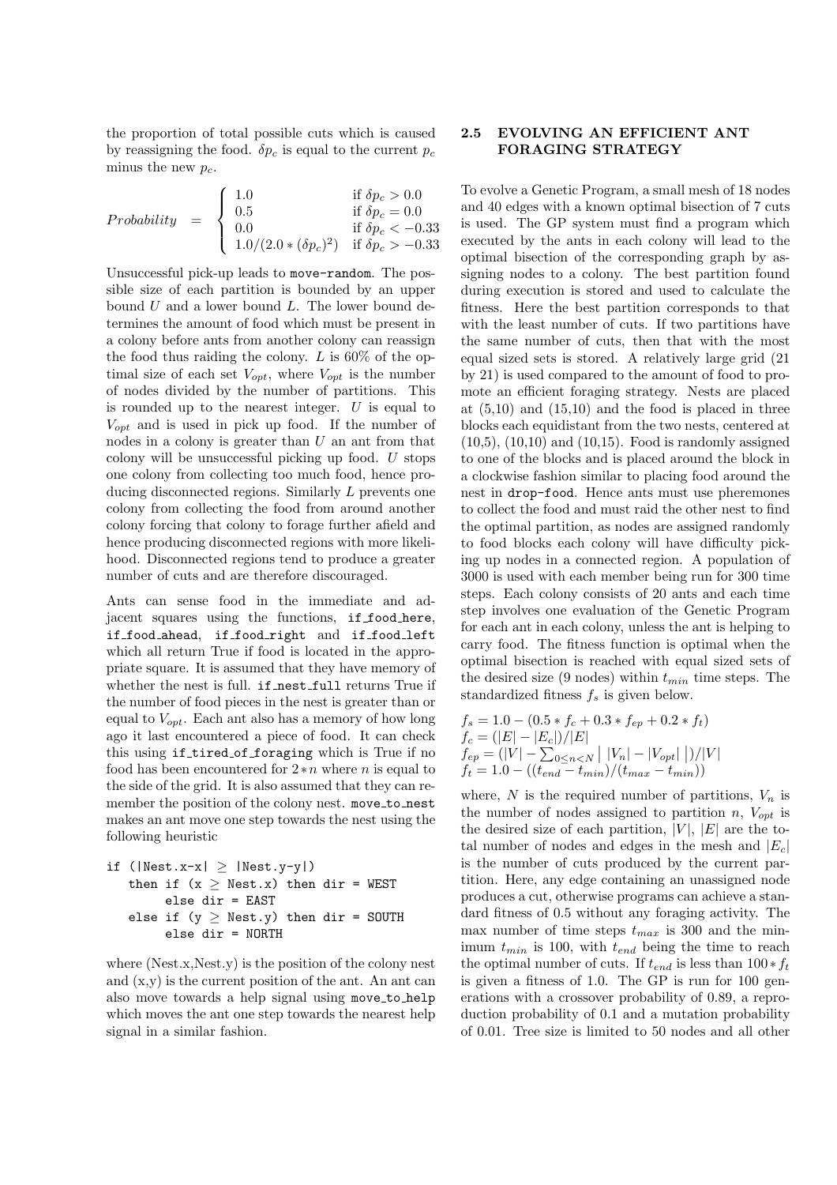the proportion of total possible cuts which is caused by reassigning the food. $\delta p_c$ is equal to the current $p_c$ minus the new $p_c$.

$$Probability = \begin{cases} 1.0 & \text{if } \delta p_c > 0.0 \\ 0.5 & \text{if } \delta p_c = 0.0 \\ 0.0 & \text{if } \delta p_c < -0.33 \\ 1.0/(2.0 * (\delta p_c)^2) & \text{if } \delta p_c > -0.33 \end{cases}$$

Unsuccessful pick-up leads to `move-random`. The possible size of each partition is bounded by an upper bound $U$ and a lower bound $L$. The lower bound determines the amount of food which must be present in a colony before ants from another colony can reassign the food thus raiding the colony. $L$ is 60% of the optimal size of each set $V_{opt}$, where $V_{opt}$ is the number of nodes divided by the number of partitions. This is rounded up to the nearest integer. $U$ is equal to $V_{opt}$ and is used in pick up food. If the number of nodes in a colony is greater than $U$ an ant from that colony will be unsuccessful picking up food. $U$ stops one colony from collecting too much food, hence producing disconnected regions. Similarly $L$ prevents one colony from collecting the food from around another colony forcing that colony to forage further afield and hence producing disconnected regions with more likelihood. Disconnected regions tend to produce a greater number of cuts and are therefore discouraged.

Ants can sense food in the immediate and adjacent squares using the functions, `if_food_here`, `if_food_ahead`, `if_food_right` and `if_food_left` which all return True if food is located in the appropriate square. It is assumed that they have memory of whether the nest is full. `if_nest_full` returns True if the number of food pieces in the nest is greater than or equal to $V_{opt}$. Each ant also has a memory of how long ago it last encountered a piece of food. It can check this using `if_tired_of_foraging` which is True if no food has been encountered for $2*n$ where $n$ is equal to the side of the grid. It is also assumed that they can remember the position of the colony nest. `move_to_nest` makes an ant move one step towards the nest using the following heuristic

```
if (|Nest.x-x| ≥ |Nest.y-y|)
   then if (x ≥ Nest.x) then dir = WEST
        else dir = EAST
   else if (y ≥ Nest.y) then dir = SOUTH
        else dir = NORTH
```

where (Nest.x,Nest.y) is the position of the colony nest and (x,y) is the current position of the ant. An ant can also move towards a help signal using `move_to_help` which moves the ant one step towards the nearest help signal in a similar fashion.

## 2.5 EVOLVING AN EFFICIENT ANT FORAGING STRATEGY

To evolve a Genetic Program, a small mesh of 18 nodes and 40 edges with a known optimal bisection of 7 cuts is used. The GP system must find a program which executed by the ants in each colony will lead to the optimal bisection of the corresponding graph by assigning nodes to a colony. The best partition found during execution is stored and used to calculate the fitness. Here the best partition corresponds to that with the least number of cuts. If two partitions have the same number of cuts, then that with the most equal sized sets is stored. A relatively large grid (21 by 21) is used compared to the amount of food to promote an efficient foraging strategy. Nests are placed at (5,10) and (15,10) and the food is placed in three blocks each equidistant from the two nests, centered at (10,5), (10,10) and (10,15). Food is randomly assigned to one of the blocks and is placed around the block in a clockwise fashion similar to placing food around the nest in `drop-food`. Hence ants must use pheremones to collect the food and must raid the other nest to find the optimal partition, as nodes are assigned randomly to food blocks each colony will have difficulty picking up nodes in a connected region. A population of 3000 is used with each member being run for 300 time steps. Each colony consists of 20 ants and each time step involves one evaluation of the Genetic Program for each ant in each colony, unless the ant is helping to carry food. The fitness function is optimal when the optimal bisection is reached with equal sized sets of the desired size (9 nodes) within $t_{min}$ time steps. The standardized fitness $f_s$ is given below.

$$f_s = 1.0 - (0.5 * f_c + 0.3 * f_{ep} + 0.2 * f_t)$$
$$f_c = (|E| - |E_c|)/|E|$$
$$f_{ep} = (|V| - \sum_{0 \leq n < N} \big| \, |V_n| - |V_{opt}| \, \big|)/|V|$$
$$f_t = 1.0 - ((t_{end} - t_{min})/(t_{max} - t_{min}))$$

where, $N$ is the required number of partitions, $V_n$ is the number of nodes assigned to partition $n$, $V_{opt}$ is the desired size of each partition, $|V|$, $|E|$ are the total number of nodes and edges in the mesh and $|E_c|$ is the number of cuts produced by the current partition. Here, any edge containing an unassigned node produces a cut, otherwise programs can achieve a standard fitness of 0.5 without any foraging activity. The max number of time steps $t_{max}$ is 300 and the minimum $t_{min}$ is 100, with $t_{end}$ being the time to reach the optimal number of cuts. If $t_{end}$ is less than $100 * f_t$ is given a fitness of 1.0. The GP is run for 100 generations with a crossover probability of 0.89, a reproduction probability of 0.1 and a mutation probability of 0.01. Tree size is limited to 50 nodes and all other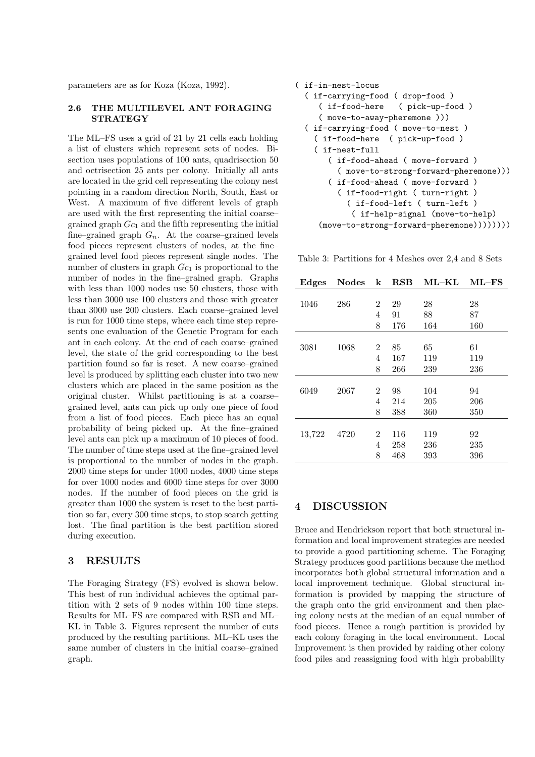parameters are as for Koza (Koza, 1992).

### 2.6 THE MULTILEVEL ANT FORAGING STRATEGY

The ML–FS uses a grid of 21 by 21 cells each holding a list of clusters which represent sets of nodes. Bisection uses populations of 100 ants, quadrisection 50 and octrisection 25 ants per colony. Initially all ants are located in the grid cell representing the colony nest pointing in a random direction North, South, East or West. A maximum of five different levels of graph are used with the first representing the initial coarse–grained graph $Gc_1$ and the fifth representing the initial fine–grained graph $G_n$. At the coarse–grained levels food pieces represent clusters of nodes, at the fine–grained level food pieces represent single nodes. The number of clusters in graph $Gc_1$ is proportional to the number of nodes in the fine–grained graph. Graphs with less than 1000 nodes use 50 clusters, those with less than 3000 use 100 clusters and those with greater than 3000 use 200 clusters. Each coarse–grained level is run for 1000 time steps, where each time step represents one evaluation of the Genetic Program for each ant in each colony. At the end of each coarse–grained level, the state of the grid corresponding to the best partition found so far is reset. A new coarse–grained level is produced by splitting each cluster into two new clusters which are placed in the same position as the original cluster. Whilst partitioning is at a coarse–grained level, ants can pick up only one piece of food from a list of food pieces. Each piece has an equal probability of being picked up. At the fine–grained level ants can pick up a maximum of 10 pieces of food. The number of time steps used at the fine–grained level is proportional to the number of nodes in the graph. 2000 time steps for under 1000 nodes, 4000 time steps for over 1000 nodes and 6000 time steps for over 3000 nodes. If the number of food pieces on the grid is greater than 1000 the system is reset to the best partition so far, every 300 time steps, to stop search getting lost. The final partition is the best partition stored during execution.

## 3 RESULTS

The Foraging Strategy (FS) evolved is shown below. This best of run individual achieves the optimal partition with 2 sets of 9 nodes within 100 time steps. Results for ML–FS are compared with RSB and ML–KL in Table 3. Figures represent the number of cuts produced by the resulting partitions. ML–KL uses the same number of clusters in the initial coarse–grained graph.

```
( if-in-nest-locus
  ( if-carrying-food ( drop-food )
     ( if-food-here   ( pick-up-food )
     ( move-to-away-pheremone )))
  ( if-carrying-food ( move-to-nest )
    ( if-food-here  ( pick-up-food )
    ( if-nest-full
       ( if-food-ahead ( move-forward )
         ( move-to-strong-forward-pheremone)))
       ( if-food-ahead ( move-forward )
         ( if-food-right ( turn-right )
           ( if-food-left ( turn-left )
            ( if-help-signal (move-to-help)
    (move-to-strong-forward-pheremone))))))))
```

Table 3: Partitions for 4 Meshes over 2,4 and 8 Sets

| Edges | Nodes | k | RSB | ML–KL | ML–FS |
|---|---|---|---|---|---|
| 1046 | 286 | 2 | 29 | 28 | 28 |
| | | 4 | 91 | 88 | 87 |
| | | 8 | 176 | 164 | 160 |
| 3081 | 1068 | 2 | 85 | 65 | 61 |
| | | 4 | 167 | 119 | 119 |
| | | 8 | 266 | 239 | 236 |
| 6049 | 2067 | 2 | 98 | 104 | 94 |
| | | 4 | 214 | 205 | 206 |
| | | 8 | 388 | 360 | 350 |
| 13,722 | 4720 | 2 | 116 | 119 | 92 |
| | | 4 | 258 | 236 | 235 |
| | | 8 | 468 | 393 | 396 |

## 4 DISCUSSION

Bruce and Hendrickson report that both structural information and local improvement strategies are needed to provide a good partitioning scheme. The Foraging Strategy produces good partitions because the method incorporates both global structural information and a local improvement technique. Global structural information is provided by mapping the structure of the graph onto the grid environment and then placing colony nests at the median of an equal number of food pieces. Hence a rough partition is provided by each colony foraging in the local environment. Local Improvement is then provided by raiding other colony food piles and reassigning food with high probability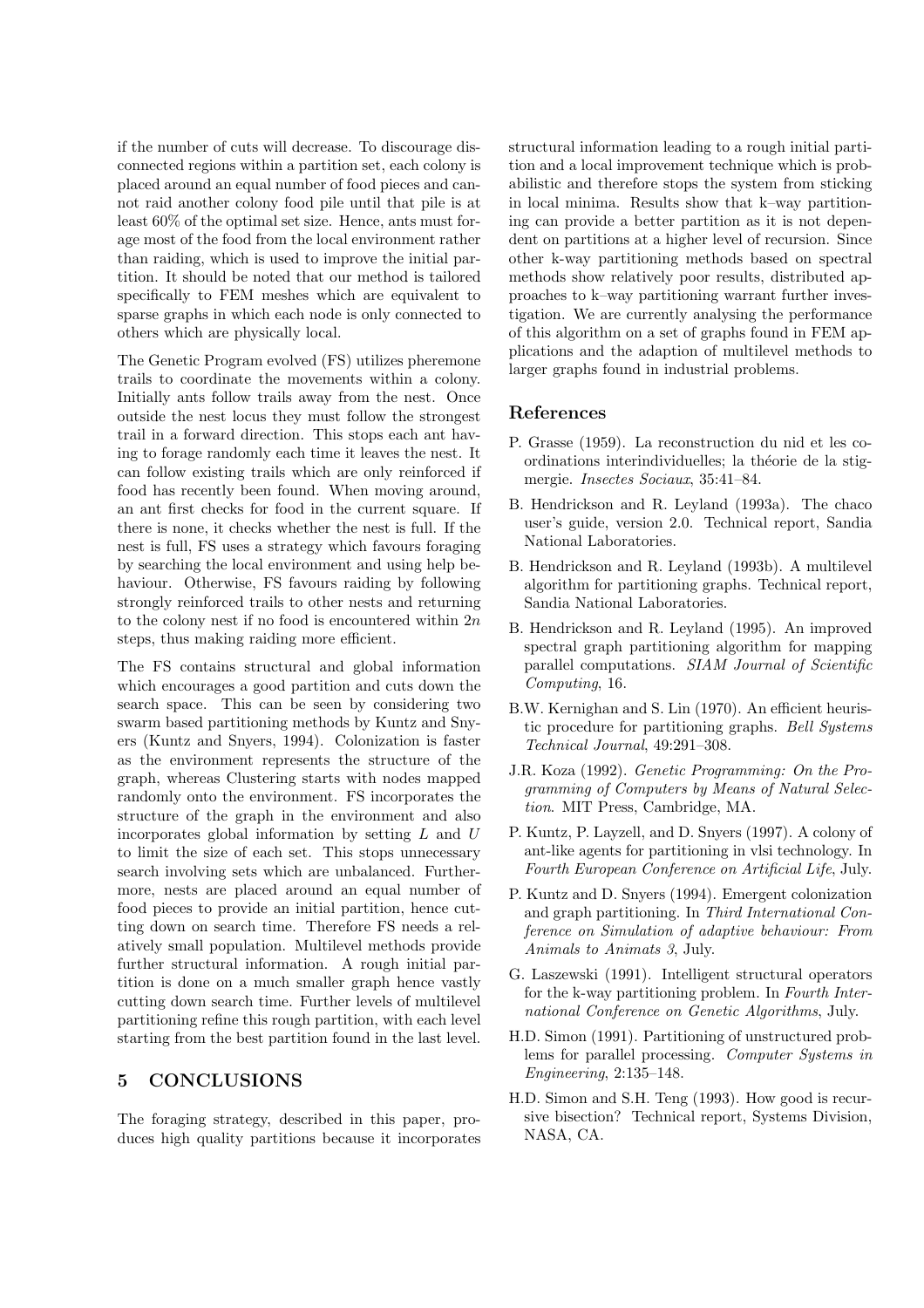if the number of cuts will decrease. To discourage disconnected regions within a partition set, each colony is placed around an equal number of food pieces and cannot raid another colony food pile until that pile is at least 60% of the optimal set size. Hence, ants must forage most of the food from the local environment rather than raiding, which is used to improve the initial partition. It should be noted that our method is tailored specifically to FEM meshes which are equivalent to sparse graphs in which each node is only connected to others which are physically local.

The Genetic Program evolved (FS) utilizes pheremone trails to coordinate the movements within a colony. Initially ants follow trails away from the nest. Once outside the nest locus they must follow the strongest trail in a forward direction. This stops each ant having to forage randomly each time it leaves the nest. It can follow existing trails which are only reinforced if food has recently been found. When moving around, an ant first checks for food in the current square. If there is none, it checks whether the nest is full. If the nest is full, FS uses a strategy which favours foraging by searching the local environment and using help behaviour. Otherwise, FS favours raiding by following strongly reinforced trails to other nests and returning to the colony nest if no food is encountered within $2n$ steps, thus making raiding more efficient.

The FS contains structural and global information which encourages a good partition and cuts down the search space. This can be seen by considering two swarm based partitioning methods by Kuntz and Snyers (Kuntz and Snyers, 1994). Colonization is faster as the environment represents the structure of the graph, whereas Clustering starts with nodes mapped randomly onto the environment. FS incorporates the structure of the graph in the environment and also incorporates global information by setting $L$ and $U$ to limit the size of each set. This stops unnecessary search involving sets which are unbalanced. Furthermore, nests are placed around an equal number of food pieces to provide an initial partition, hence cutting down on search time. Therefore FS needs a relatively small population. Multilevel methods provide further structural information. A rough initial partition is done on a much smaller graph hence vastly cutting down search time. Further levels of multilevel partitioning refine this rough partition, with each level starting from the best partition found in the last level.

## 5 CONCLUSIONS

The foraging strategy, described in this paper, produces high quality partitions because it incorporates structural information leading to a rough initial partition and a local improvement technique which is probabilistic and therefore stops the system from sticking in local minima. Results show that k–way partitioning can provide a better partition as it is not dependent on partitions at a higher level of recursion. Since other k-way partitioning methods based on spectral methods show relatively poor results, distributed approaches to k–way partitioning warrant further investigation. We are currently analysing the performance of this algorithm on a set of graphs found in FEM applications and the adaption of multilevel methods to larger graphs found in industrial problems.

## References

P. Grasse (1959). La reconstruction du nid et les coordinations interindividuelles; la théorie de la stigmergie. *Insectes Sociaux*, 35:41–84.

B. Hendrickson and R. Leyland (1993a). The chaco user's guide, version 2.0. Technical report, Sandia National Laboratories.

B. Hendrickson and R. Leyland (1993b). A multilevel algorithm for partitioning graphs. Technical report, Sandia National Laboratories.

B. Hendrickson and R. Leyland (1995). An improved spectral graph partitioning algorithm for mapping parallel computations. *SIAM Journal of Scientific Computing*, 16.

B.W. Kernighan and S. Lin (1970). An efficient heuristic procedure for partitioning graphs. *Bell Systems Technical Journal*, 49:291–308.

J.R. Koza (1992). *Genetic Programming: On the Programming of Computers by Means of Natural Selection*. MIT Press, Cambridge, MA.

P. Kuntz, P. Layzell, and D. Snyers (1997). A colony of ant-like agents for partitioning in vlsi technology. In *Fourth European Conference on Artificial Life*, July.

P. Kuntz and D. Snyers (1994). Emergent colonization and graph partitioning. In *Third International Conference on Simulation of adaptive behaviour: From Animals to Animats 3*, July.

G. Laszewski (1991). Intelligent structural operators for the k-way partitioning problem. In *Fourth International Conference on Genetic Algorithms*, July.

H.D. Simon (1991). Partitioning of unstructured problems for parallel processing. *Computer Systems in Engineering*, 2:135–148.

H.D. Simon and S.H. Teng (1993). How good is recursive bisection? Technical report, Systems Division, NASA, CA.